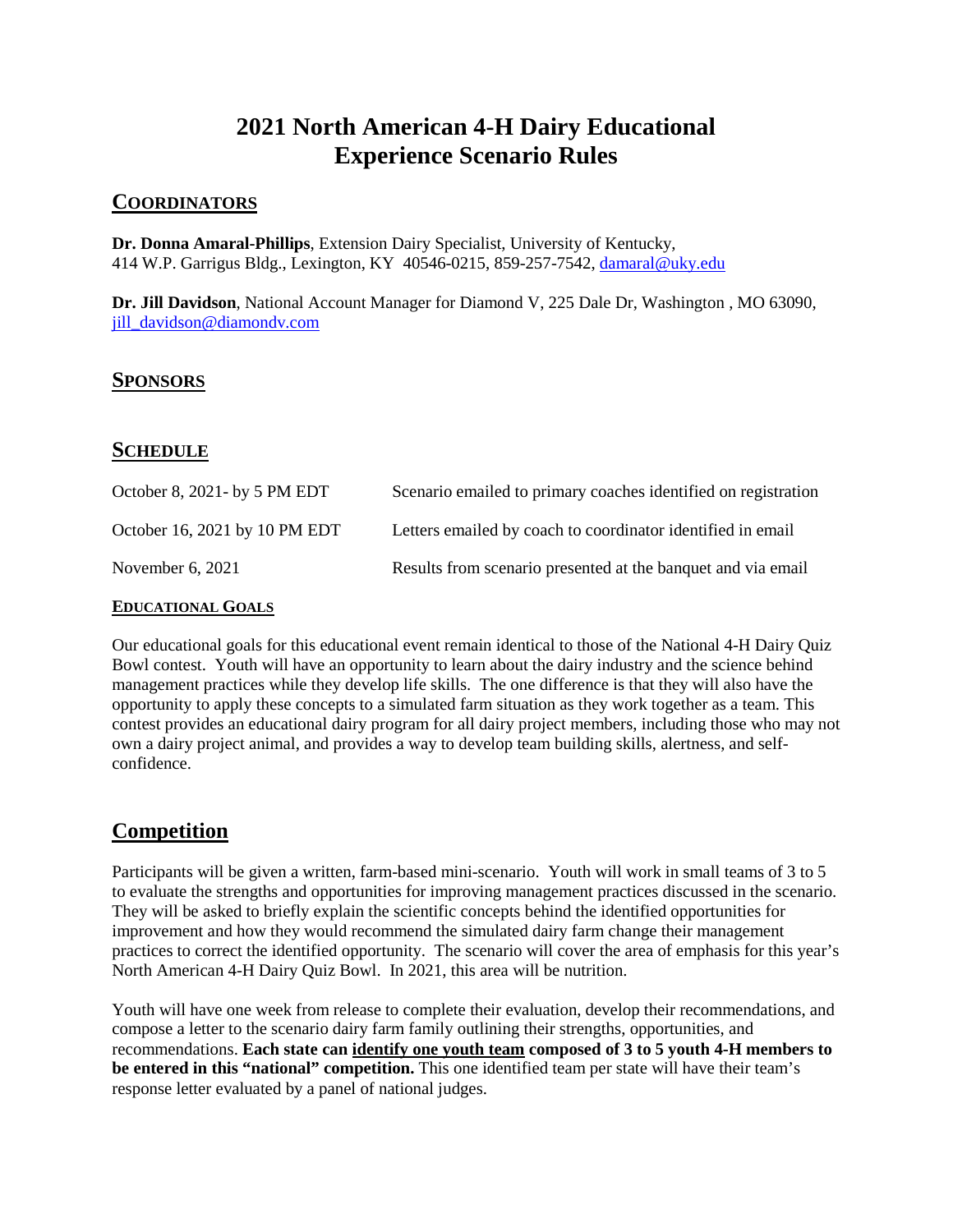# 2021 North American 4-H Dairy Educational Experience Scenario Rules

## COORDINATORS

**Dr. Donna Amaral-Phillips**, Extension Dairy Specialist, University of Kentucky, 414 W.P. Garrigus Bldg., Lexington, KY 40546-0215, 859-257-7542, damaral@uky.edu

**Dr. Jill Davidson**, National Account Manager for Diamond V, 225 Dale Dr, Washington , MO 63090, jill_davidson@diamondv.com

## SPONSORS

## SCHEDULE

| | |
|---|---|
| October 8, 2021- by 5 PM EDT | Scenario emailed to primary coaches identified on registration |
| October 16, 2021 by 10 PM EDT | Letters emailed by coach to coordinator identified in email |
| November 6, 2021 | Results from scenario presented at the banquet and via email |

### EDUCATIONAL GOALS

Our educational goals for this educational event remain identical to those of the National 4-H Dairy Quiz Bowl contest. Youth will have an opportunity to learn about the dairy industry and the science behind management practices while they develop life skills. The one difference is that they will also have the opportunity to apply these concepts to a simulated farm situation as they work together as a team. This contest provides an educational dairy program for all dairy project members, including those who may not own a dairy project animal, and provides a way to develop team building skills, alertness, and self-confidence.

## Competition

Participants will be given a written, farm-based mini-scenario. Youth will work in small teams of 3 to 5 to evaluate the strengths and opportunities for improving management practices discussed in the scenario. They will be asked to briefly explain the scientific concepts behind the identified opportunities for improvement and how they would recommend the simulated dairy farm change their management practices to correct the identified opportunity. The scenario will cover the area of emphasis for this year's North American 4-H Dairy Quiz Bowl. In 2021, this area will be nutrition.

Youth will have one week from release to complete their evaluation, develop their recommendations, and compose a letter to the scenario dairy farm family outlining their strengths, opportunities, and recommendations. **Each state can identify one youth team composed of 3 to 5 youth 4-H members to be entered in this "national" competition.** This one identified team per state will have their team's response letter evaluated by a panel of national judges.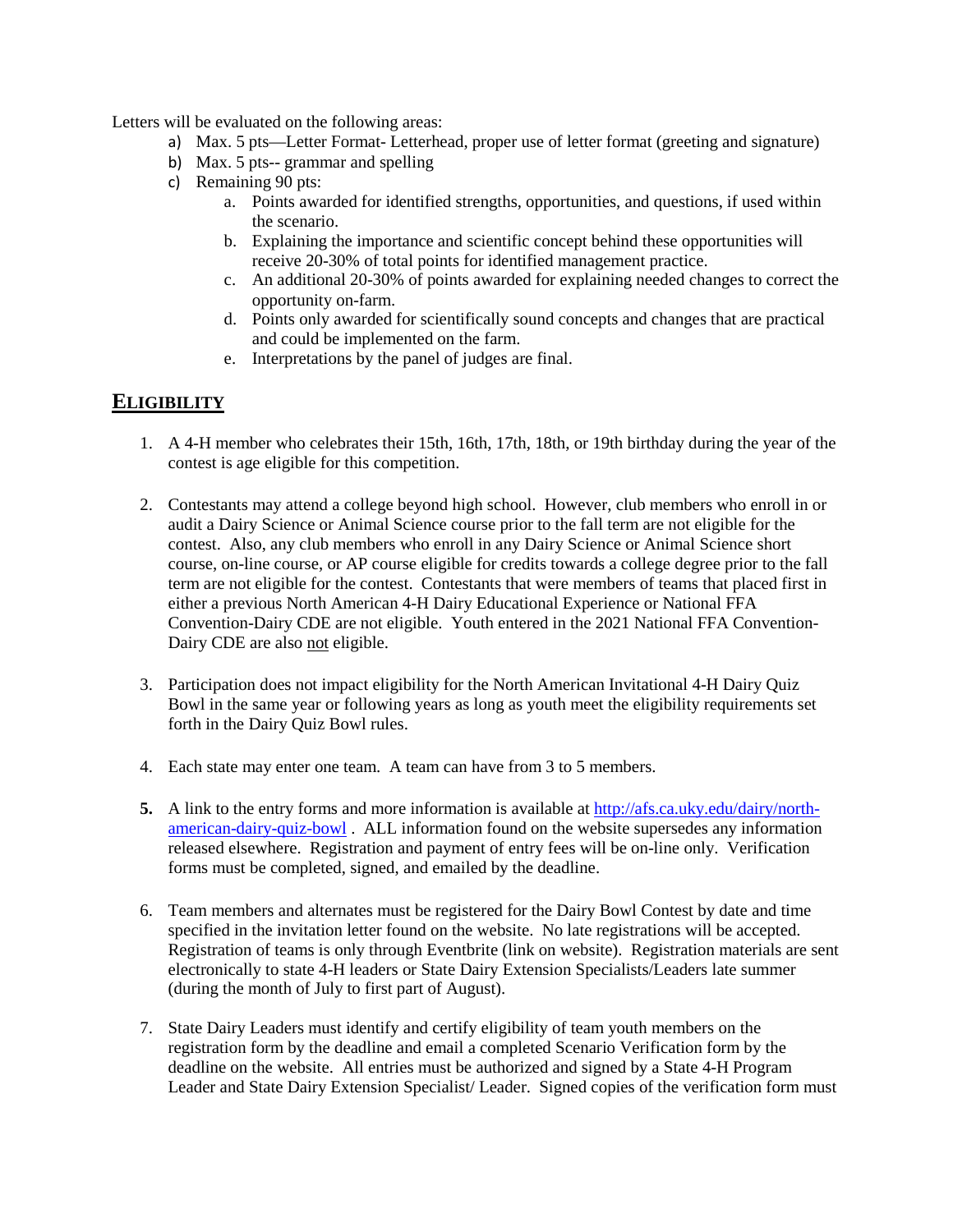Letters will be evaluated on the following areas:

a) Max. 5 pts—Letter Format- Letterhead, proper use of letter format (greeting and signature)
b) Max. 5 pts-- grammar and spelling
c) Remaining 90 pts:
    a. Points awarded for identified strengths, opportunities, and questions, if used within the scenario.
    b. Explaining the importance and scientific concept behind these opportunities will receive 20-30% of total points for identified management practice.
    c. An additional 20-30% of points awarded for explaining needed changes to correct the opportunity on-farm.
    d. Points only awarded for scientifically sound concepts and changes that are practical and could be implemented on the farm.
    e. Interpretations by the panel of judges are final.

## ELIGIBILITY

1. A 4-H member who celebrates their 15th, 16th, 17th, 18th, or 19th birthday during the year of the contest is age eligible for this competition.

2. Contestants may attend a college beyond high school. However, club members who enroll in or audit a Dairy Science or Animal Science course prior to the fall term are not eligible for the contest. Also, any club members who enroll in any Dairy Science or Animal Science short course, on-line course, or AP course eligible for credits towards a college degree prior to the fall term are not eligible for the contest. Contestants that were members of teams that placed first in either a previous North American 4-H Dairy Educational Experience or National FFA Convention-Dairy CDE are not eligible. Youth entered in the 2021 National FFA Convention-Dairy CDE are also not eligible.

3. Participation does not impact eligibility for the North American Invitational 4-H Dairy Quiz Bowl in the same year or following years as long as youth meet the eligibility requirements set forth in the Dairy Quiz Bowl rules.

4. Each state may enter one team. A team can have from 3 to 5 members.

5. A link to the entry forms and more information is available at http://afs.ca.uky.edu/dairy/north-american-dairy-quiz-bowl . ALL information found on the website supersedes any information released elsewhere. Registration and payment of entry fees will be on-line only. Verification forms must be completed, signed, and emailed by the deadline.

6. Team members and alternates must be registered for the Dairy Bowl Contest by date and time specified in the invitation letter found on the website. No late registrations will be accepted. Registration of teams is only through Eventbrite (link on website). Registration materials are sent electronically to state 4-H leaders or State Dairy Extension Specialists/Leaders late summer (during the month of July to first part of August).

7. State Dairy Leaders must identify and certify eligibility of team youth members on the registration form by the deadline and email a completed Scenario Verification form by the deadline on the website. All entries must be authorized and signed by a State 4-H Program Leader and State Dairy Extension Specialist/ Leader. Signed copies of the verification form must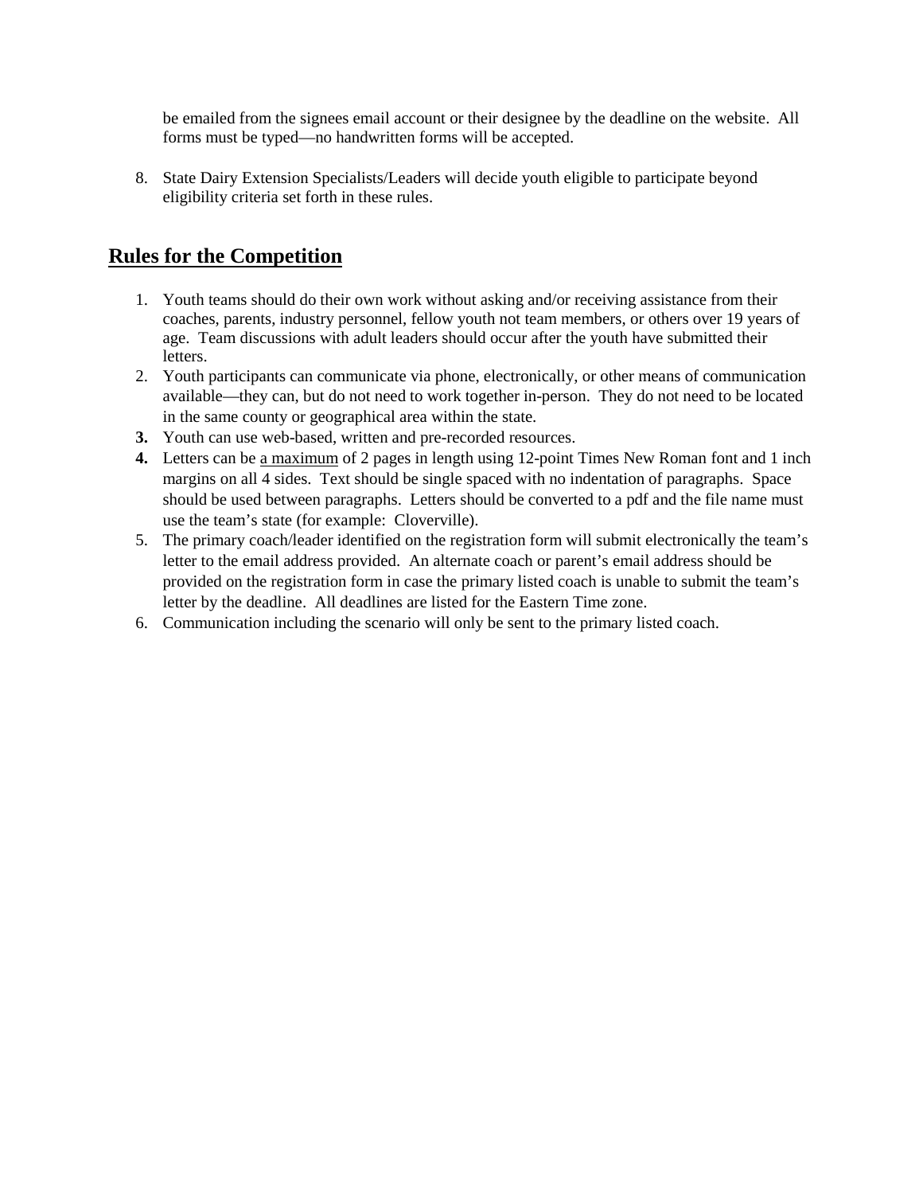be emailed from the signees email account or their designee by the deadline on the website. All forms must be typed—no handwritten forms will be accepted.

8. State Dairy Extension Specialists/Leaders will decide youth eligible to participate beyond eligibility criteria set forth in these rules.

## Rules for the Competition

1. Youth teams should do their own work without asking and/or receiving assistance from their coaches, parents, industry personnel, fellow youth not team members, or others over 19 years of age. Team discussions with adult leaders should occur after the youth have submitted their letters.
2. Youth participants can communicate via phone, electronically, or other means of communication available—they can, but do not need to work together in-person. They do not need to be located in the same county or geographical area within the state.
3. Youth can use web-based, written and pre-recorded resources.
4. Letters can be a maximum of 2 pages in length using 12-point Times New Roman font and 1 inch margins on all 4 sides. Text should be single spaced with no indentation of paragraphs. Space should be used between paragraphs. Letters should be converted to a pdf and the file name must use the team's state (for example: Cloverville).
5. The primary coach/leader identified on the registration form will submit electronically the team's letter to the email address provided. An alternate coach or parent's email address should be provided on the registration form in case the primary listed coach is unable to submit the team's letter by the deadline. All deadlines are listed for the Eastern Time zone.
6. Communication including the scenario will only be sent to the primary listed coach.